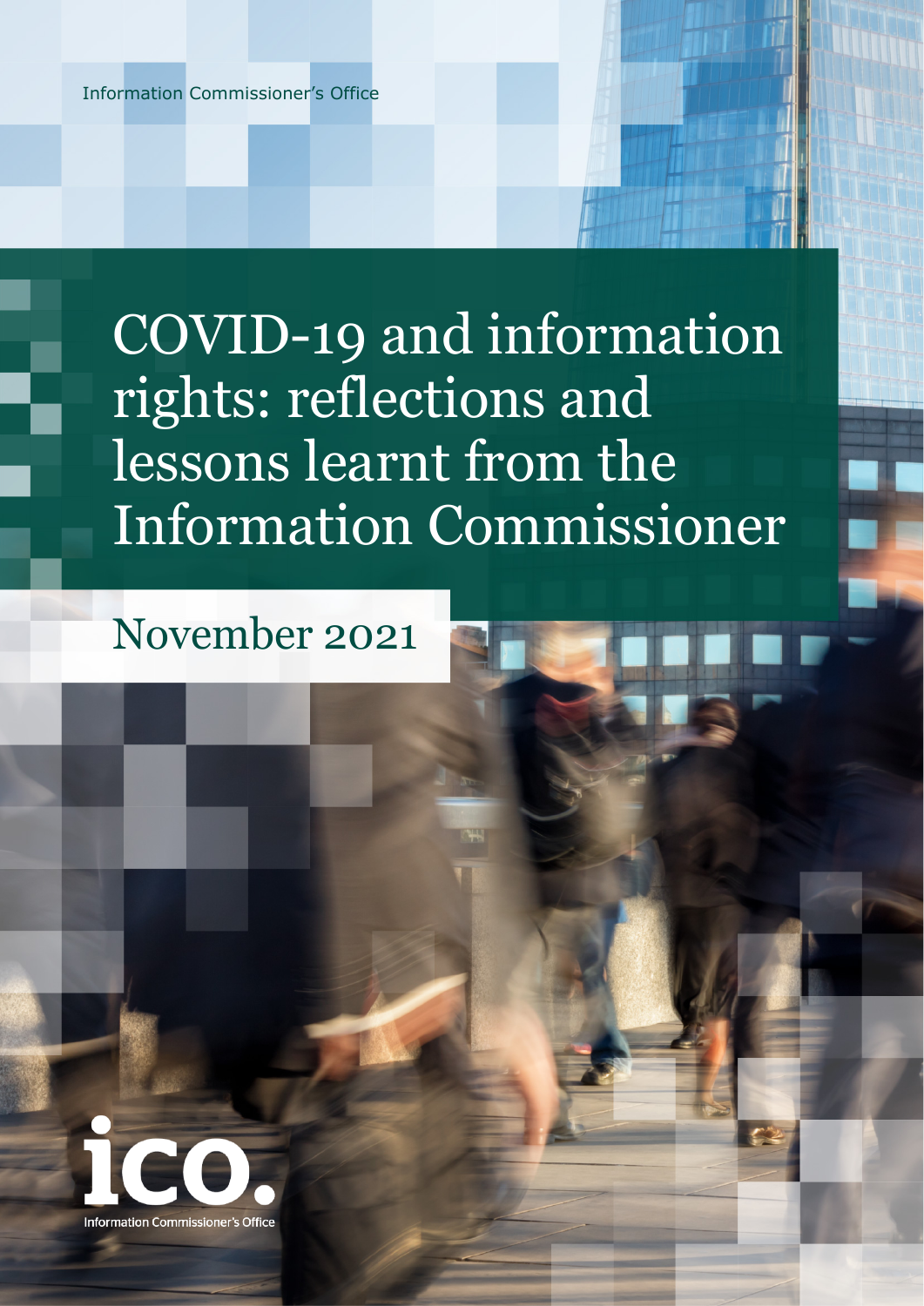Information Commissioner's Office

# COVID-19 and information rights: reflections and lessons learnt from the Information Commissioner

November 2021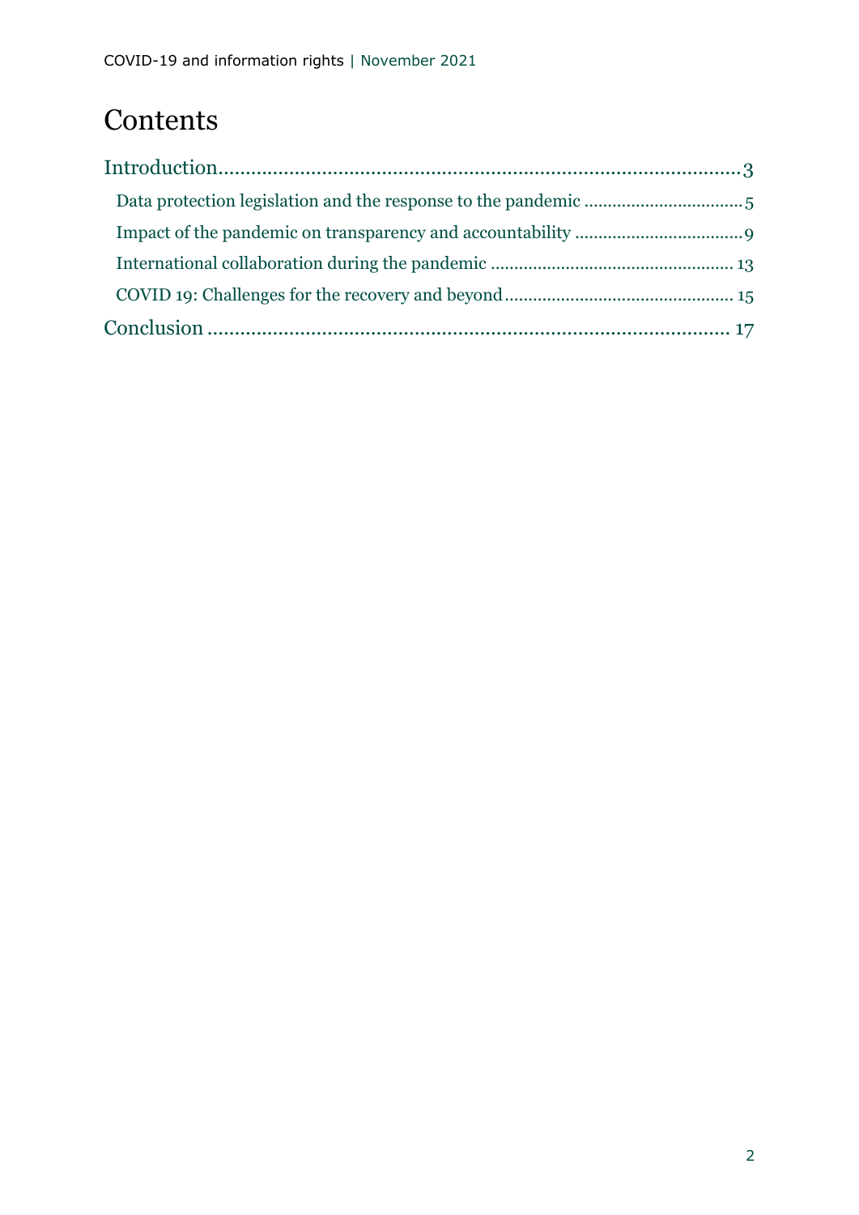# Contents

Introduction....................................................................................................3

- Data protection legislation and the response to the pandemic ....................................5
- Impact of the pandemic on transparency and accountability ......................................9
- International collaboration during the pandemic ..................................................... 13
- COVID 19: Challenges for the recovery and beyond .................................................. 15

Conclusion ..................................................................................................... 17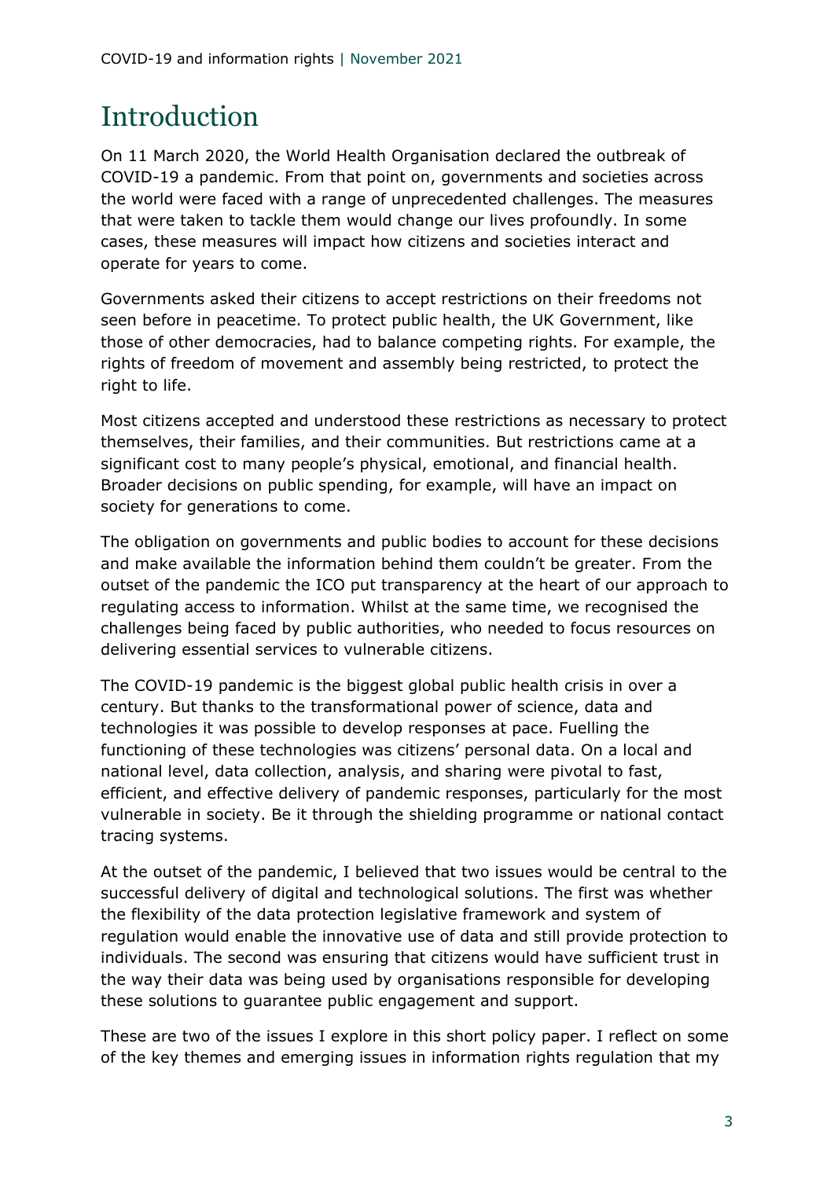# Introduction

On 11 March 2020, the World Health Organisation declared the outbreak of COVID-19 a pandemic. From that point on, governments and societies across the world were faced with a range of unprecedented challenges. The measures that were taken to tackle them would change our lives profoundly. In some cases, these measures will impact how citizens and societies interact and operate for years to come.

Governments asked their citizens to accept restrictions on their freedoms not seen before in peacetime. To protect public health, the UK Government, like those of other democracies, had to balance competing rights. For example, the rights of freedom of movement and assembly being restricted, to protect the right to life.

Most citizens accepted and understood these restrictions as necessary to protect themselves, their families, and their communities. But restrictions came at a significant cost to many people's physical, emotional, and financial health. Broader decisions on public spending, for example, will have an impact on society for generations to come.

The obligation on governments and public bodies to account for these decisions and make available the information behind them couldn't be greater. From the outset of the pandemic the ICO put transparency at the heart of our approach to regulating access to information. Whilst at the same time, we recognised the challenges being faced by public authorities, who needed to focus resources on delivering essential services to vulnerable citizens.

The COVID-19 pandemic is the biggest global public health crisis in over a century. But thanks to the transformational power of science, data and technologies it was possible to develop responses at pace. Fuelling the functioning of these technologies was citizens' personal data. On a local and national level, data collection, analysis, and sharing were pivotal to fast, efficient, and effective delivery of pandemic responses, particularly for the most vulnerable in society. Be it through the shielding programme or national contact tracing systems.

At the outset of the pandemic, I believed that two issues would be central to the successful delivery of digital and technological solutions. The first was whether the flexibility of the data protection legislative framework and system of regulation would enable the innovative use of data and still provide protection to individuals. The second was ensuring that citizens would have sufficient trust in the way their data was being used by organisations responsible for developing these solutions to guarantee public engagement and support.

These are two of the issues I explore in this short policy paper. I reflect on some of the key themes and emerging issues in information rights regulation that my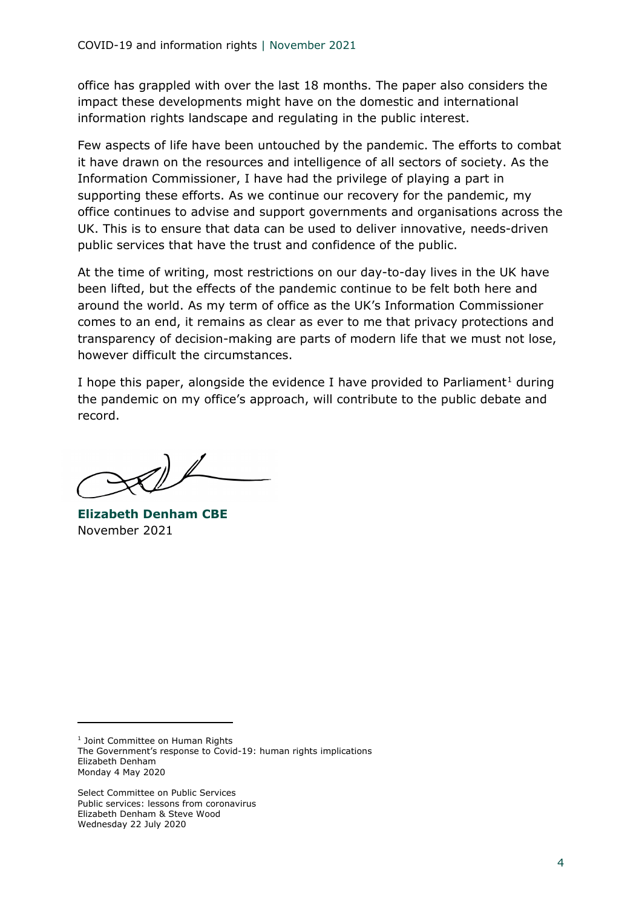office has grappled with over the last 18 months. The paper also considers the impact these developments might have on the domestic and international information rights landscape and regulating in the public interest.

Few aspects of life have been untouched by the pandemic. The efforts to combat it have drawn on the resources and intelligence of all sectors of society. As the Information Commissioner, I have had the privilege of playing a part in supporting these efforts. As we continue our recovery for the pandemic, my office continues to advise and support governments and organisations across the UK. This is to ensure that data can be used to deliver innovative, needs-driven public services that have the trust and confidence of the public.

At the time of writing, most restrictions on our day-to-day lives in the UK have been lifted, but the effects of the pandemic continue to be felt both here and around the world. As my term of office as the UK's Information Commissioner comes to an end, it remains as clear as ever to me that privacy protections and transparency of decision-making are parts of modern life that we must not lose, however difficult the circumstances.

I hope this paper, alongside the evidence I have provided to Parliament[1] during the pandemic on my office's approach, will contribute to the public debate and record.

**Elizabeth Denham CBE**
November 2021

---

[1] Joint Committee on Human Rights
The Government's response to Covid-19: human rights implications
Elizabeth Denham
Monday 4 May 2020

Select Committee on Public Services
Public services: lessons from coronavirus
Elizabeth Denham & Steve Wood
Wednesday 22 July 2020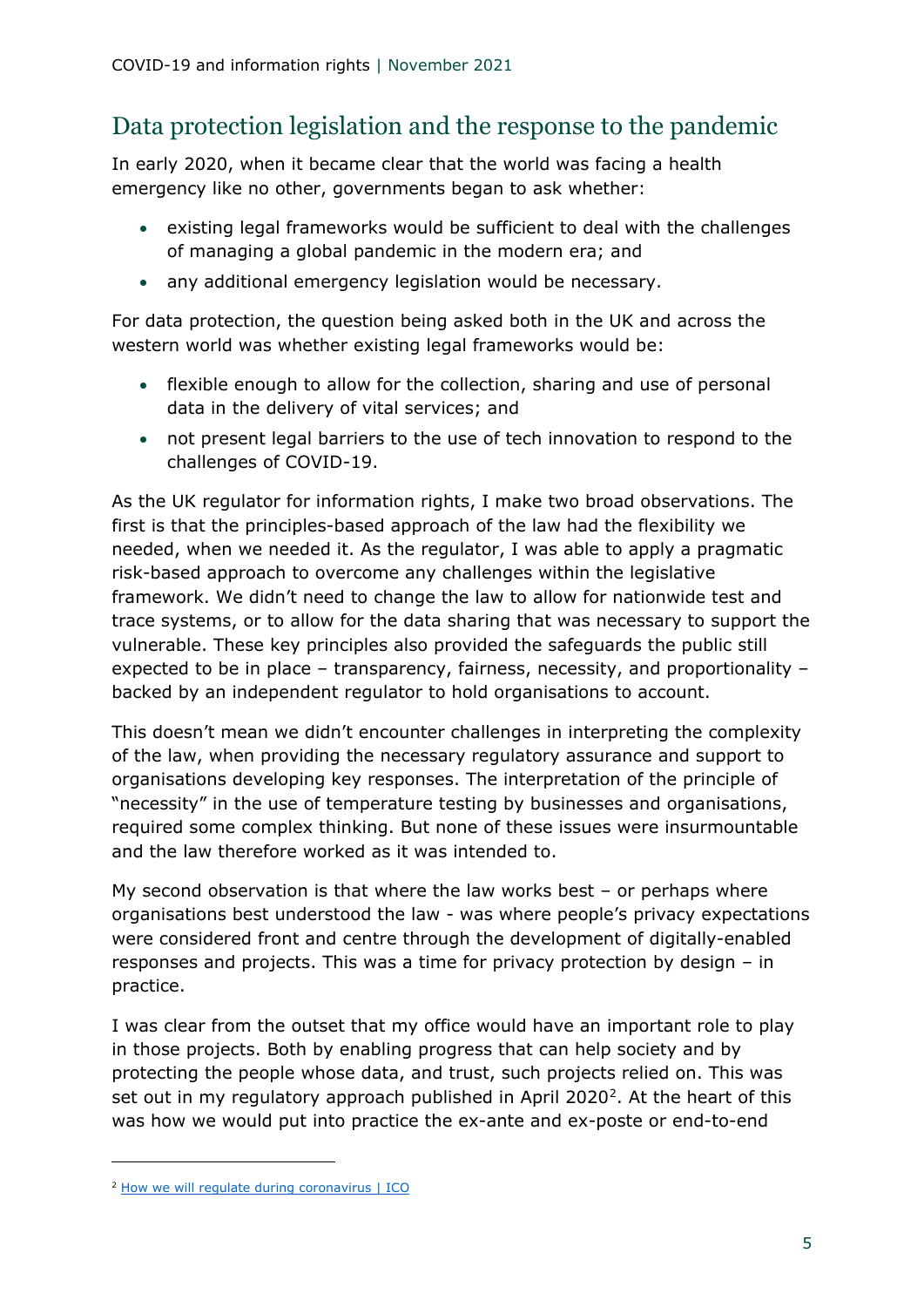## Data protection legislation and the response to the pandemic

In early 2020, when it became clear that the world was facing a health emergency like no other, governments began to ask whether:

- existing legal frameworks would be sufficient to deal with the challenges of managing a global pandemic in the modern era; and
- any additional emergency legislation would be necessary.

For data protection, the question being asked both in the UK and across the western world was whether existing legal frameworks would be:

- flexible enough to allow for the collection, sharing and use of personal data in the delivery of vital services; and
- not present legal barriers to the use of tech innovation to respond to the challenges of COVID-19.

As the UK regulator for information rights, I make two broad observations. The first is that the principles-based approach of the law had the flexibility we needed, when we needed it. As the regulator, I was able to apply a pragmatic risk-based approach to overcome any challenges within the legislative framework. We didn't need to change the law to allow for nationwide test and trace systems, or to allow for the data sharing that was necessary to support the vulnerable. These key principles also provided the safeguards the public still expected to be in place – transparency, fairness, necessity, and proportionality – backed by an independent regulator to hold organisations to account.

This doesn't mean we didn't encounter challenges in interpreting the complexity of the law, when providing the necessary regulatory assurance and support to organisations developing key responses. The interpretation of the principle of "necessity" in the use of temperature testing by businesses and organisations, required some complex thinking. But none of these issues were insurmountable and the law therefore worked as it was intended to.

My second observation is that where the law works best – or perhaps where organisations best understood the law - was where people's privacy expectations were considered front and centre through the development of digitally-enabled responses and projects. This was a time for privacy protection by design – in practice.

I was clear from the outset that my office would have an important role to play in those projects. Both by enabling progress that can help society and by protecting the people whose data, and trust, such projects relied on. This was set out in my regulatory approach published in April 2020[2]. At the heart of this was how we would put into practice the ex-ante and ex-poste or end-to-end

[2] How we will regulate during coronavirus | ICO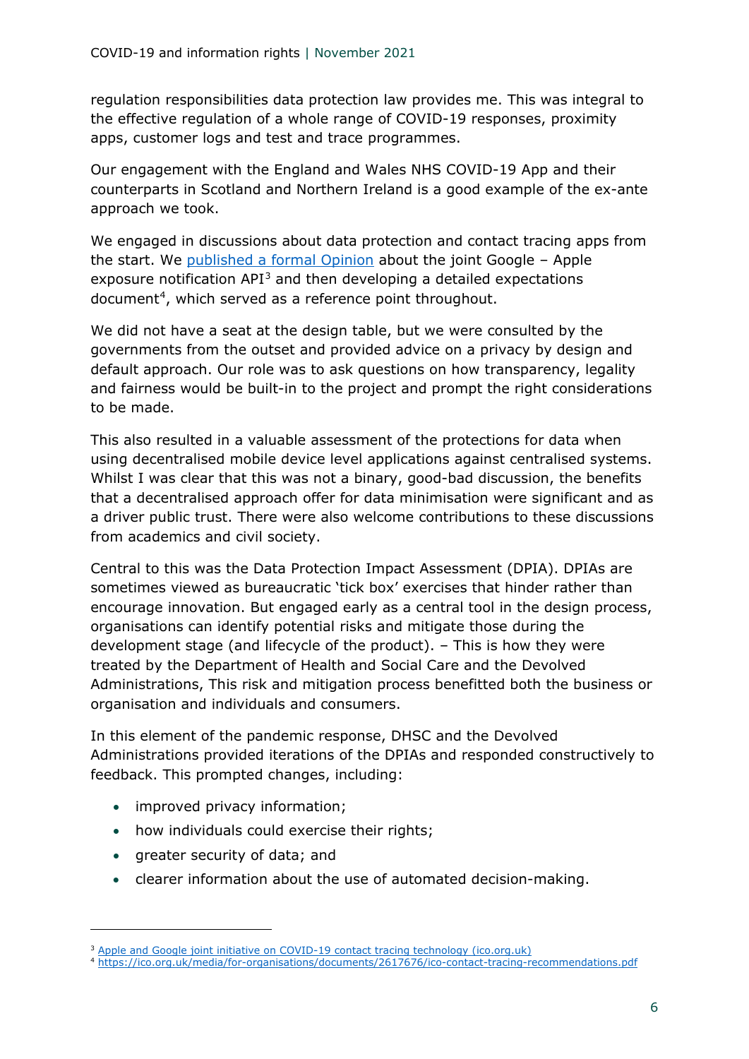regulation responsibilities data protection law provides me. This was integral to the effective regulation of a whole range of COVID-19 responses, proximity apps, customer logs and test and trace programmes.

Our engagement with the England and Wales NHS COVID-19 App and their counterparts in Scotland and Northern Ireland is a good example of the ex-ante approach we took.

We engaged in discussions about data protection and contact tracing apps from the start. We [published a formal Opinion](#) about the joint Google – Apple exposure notification API[3] and then developing a detailed expectations document[4], which served as a reference point throughout.

We did not have a seat at the design table, but we were consulted by the governments from the outset and provided advice on a privacy by design and default approach. Our role was to ask questions on how transparency, legality and fairness would be built-in to the project and prompt the right considerations to be made.

This also resulted in a valuable assessment of the protections for data when using decentralised mobile device level applications against centralised systems. Whilst I was clear that this was not a binary, good-bad discussion, the benefits that a decentralised approach offer for data minimisation were significant and as a driver public trust. There were also welcome contributions to these discussions from academics and civil society.

Central to this was the Data Protection Impact Assessment (DPIA). DPIAs are sometimes viewed as bureaucratic 'tick box' exercises that hinder rather than encourage innovation. But engaged early as a central tool in the design process, organisations can identify potential risks and mitigate those during the development stage (and lifecycle of the product). – This is how they were treated by the Department of Health and Social Care and the Devolved Administrations, This risk and mitigation process benefitted both the business or organisation and individuals and consumers.

In this element of the pandemic response, DHSC and the Devolved Administrations provided iterations of the DPIAs and responded constructively to feedback. This prompted changes, including:

- improved privacy information;
- how individuals could exercise their rights;
- greater security of data; and
- clearer information about the use of automated decision-making.

---

[3] Apple and Google joint initiative on COVID-19 contact tracing technology (ico.org.uk)

[4] https://ico.org.uk/media/for-organisations/documents/2617676/ico-contact-tracing-recommendations.pdf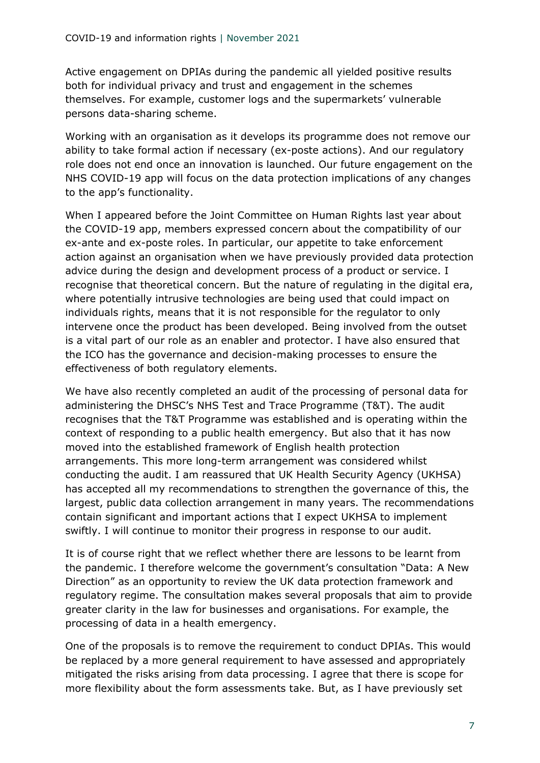Active engagement on DPIAs during the pandemic all yielded positive results both for individual privacy and trust and engagement in the schemes themselves. For example, customer logs and the supermarkets' vulnerable persons data-sharing scheme.

Working with an organisation as it develops its programme does not remove our ability to take formal action if necessary (ex-poste actions). And our regulatory role does not end once an innovation is launched. Our future engagement on the NHS COVID-19 app will focus on the data protection implications of any changes to the app's functionality.

When I appeared before the Joint Committee on Human Rights last year about the COVID-19 app, members expressed concern about the compatibility of our ex-ante and ex-poste roles. In particular, our appetite to take enforcement action against an organisation when we have previously provided data protection advice during the design and development process of a product or service. I recognise that theoretical concern. But the nature of regulating in the digital era, where potentially intrusive technologies are being used that could impact on individuals rights, means that it is not responsible for the regulator to only intervene once the product has been developed. Being involved from the outset is a vital part of our role as an enabler and protector. I have also ensured that the ICO has the governance and decision-making processes to ensure the effectiveness of both regulatory elements.

We have also recently completed an audit of the processing of personal data for administering the DHSC's NHS Test and Trace Programme (T&T). The audit recognises that the T&T Programme was established and is operating within the context of responding to a public health emergency. But also that it has now moved into the established framework of English health protection arrangements. This more long-term arrangement was considered whilst conducting the audit. I am reassured that UK Health Security Agency (UKHSA) has accepted all my recommendations to strengthen the governance of this, the largest, public data collection arrangement in many years. The recommendations contain significant and important actions that I expect UKHSA to implement swiftly. I will continue to monitor their progress in response to our audit.

It is of course right that we reflect whether there are lessons to be learnt from the pandemic. I therefore welcome the government's consultation "Data: A New Direction" as an opportunity to review the UK data protection framework and regulatory regime. The consultation makes several proposals that aim to provide greater clarity in the law for businesses and organisations. For example, the processing of data in a health emergency.

One of the proposals is to remove the requirement to conduct DPIAs. This would be replaced by a more general requirement to have assessed and appropriately mitigated the risks arising from data processing. I agree that there is scope for more flexibility about the form assessments take. But, as I have previously set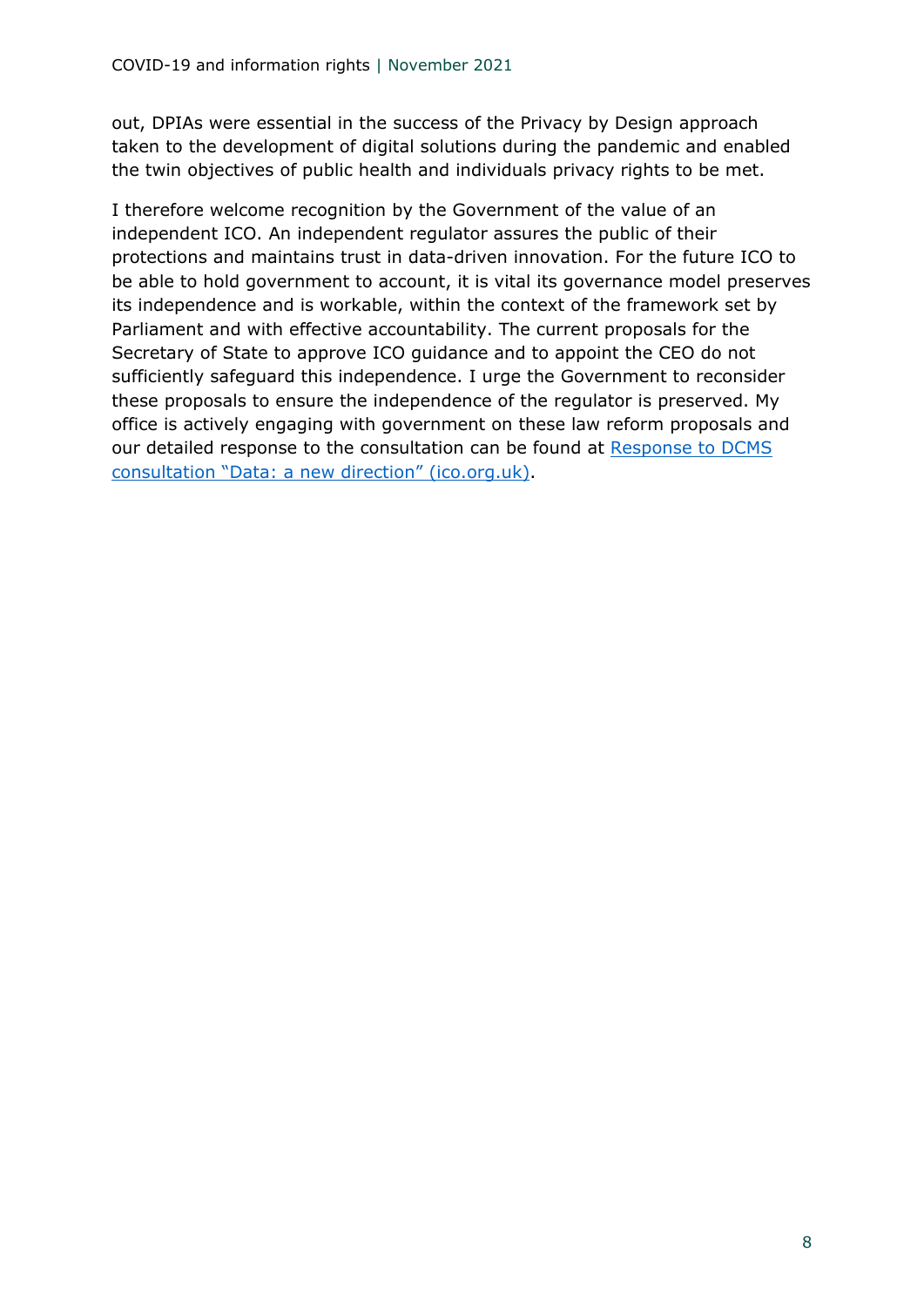out, DPIAs were essential in the success of the Privacy by Design approach taken to the development of digital solutions during the pandemic and enabled the twin objectives of public health and individuals privacy rights to be met.

I therefore welcome recognition by the Government of the value of an independent ICO. An independent regulator assures the public of their protections and maintains trust in data-driven innovation. For the future ICO to be able to hold government to account, it is vital its governance model preserves its independence and is workable, within the context of the framework set by Parliament and with effective accountability. The current proposals for the Secretary of State to approve ICO guidance and to appoint the CEO do not sufficiently safeguard this independence. I urge the Government to reconsider these proposals to ensure the independence of the regulator is preserved. My office is actively engaging with government on these law reform proposals and our detailed response to the consultation can be found at [Response to DCMS consultation "Data: a new direction" (ico.org.uk)](https://ico.org.uk).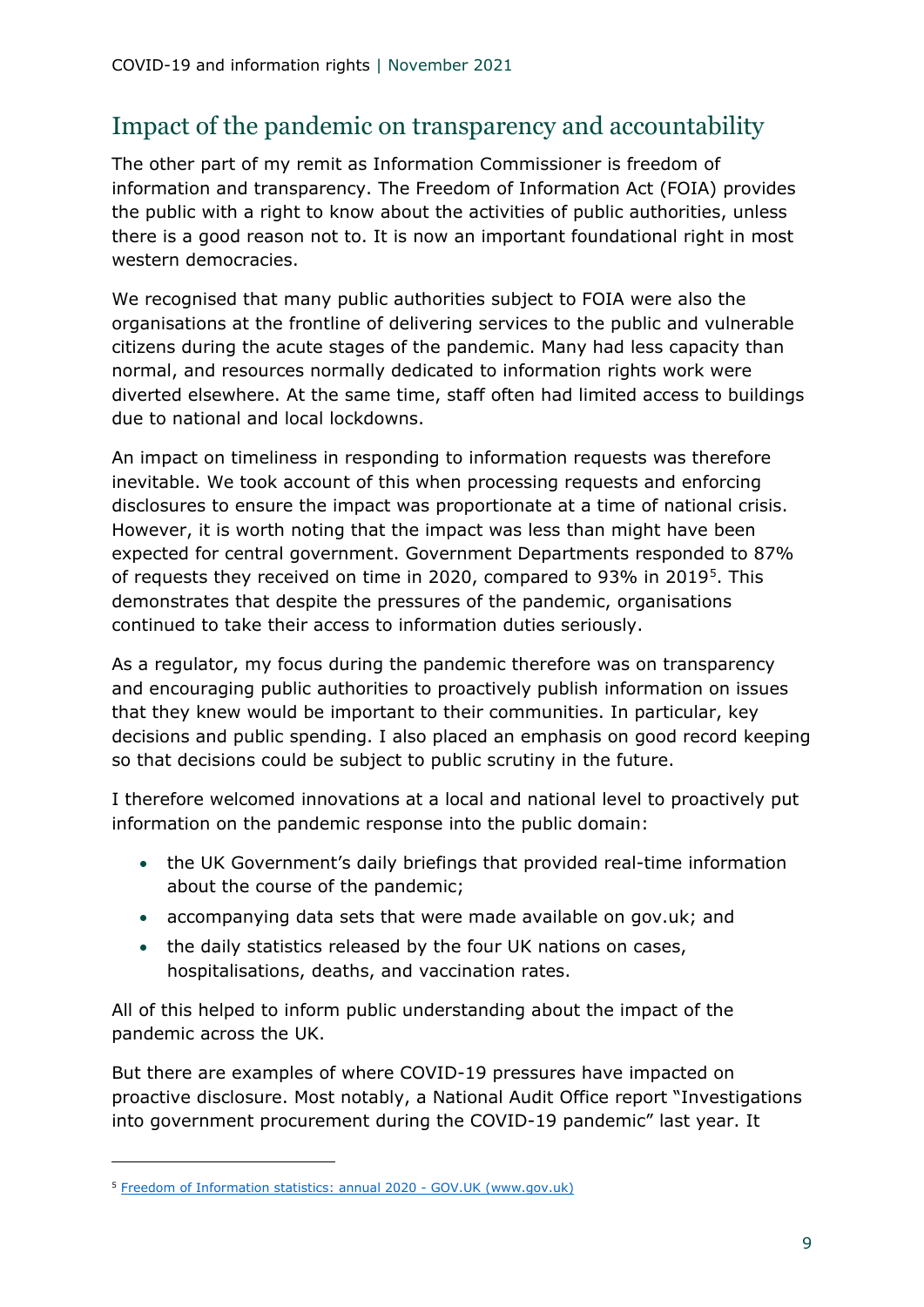## Impact of the pandemic on transparency and accountability

The other part of my remit as Information Commissioner is freedom of information and transparency. The Freedom of Information Act (FOIA) provides the public with a right to know about the activities of public authorities, unless there is a good reason not to. It is now an important foundational right in most western democracies.

We recognised that many public authorities subject to FOIA were also the organisations at the frontline of delivering services to the public and vulnerable citizens during the acute stages of the pandemic. Many had less capacity than normal, and resources normally dedicated to information rights work were diverted elsewhere. At the same time, staff often had limited access to buildings due to national and local lockdowns.

An impact on timeliness in responding to information requests was therefore inevitable. We took account of this when processing requests and enforcing disclosures to ensure the impact was proportionate at a time of national crisis. However, it is worth noting that the impact was less than might have been expected for central government. Government Departments responded to 87% of requests they received on time in 2020, compared to 93% in 2019[5]. This demonstrates that despite the pressures of the pandemic, organisations continued to take their access to information duties seriously.

As a regulator, my focus during the pandemic therefore was on transparency and encouraging public authorities to proactively publish information on issues that they knew would be important to their communities. In particular, key decisions and public spending. I also placed an emphasis on good record keeping so that decisions could be subject to public scrutiny in the future.

I therefore welcomed innovations at a local and national level to proactively put information on the pandemic response into the public domain:

- the UK Government's daily briefings that provided real-time information about the course of the pandemic;
- accompanying data sets that were made available on gov.uk; and
- the daily statistics released by the four UK nations on cases, hospitalisations, deaths, and vaccination rates.

All of this helped to inform public understanding about the impact of the pandemic across the UK.

But there are examples of where COVID-19 pressures have impacted on proactive disclosure. Most notably, a National Audit Office report "Investigations into government procurement during the COVID-19 pandemic" last year. It

---

[5] Freedom of Information statistics: annual 2020 - GOV.UK (www.gov.uk)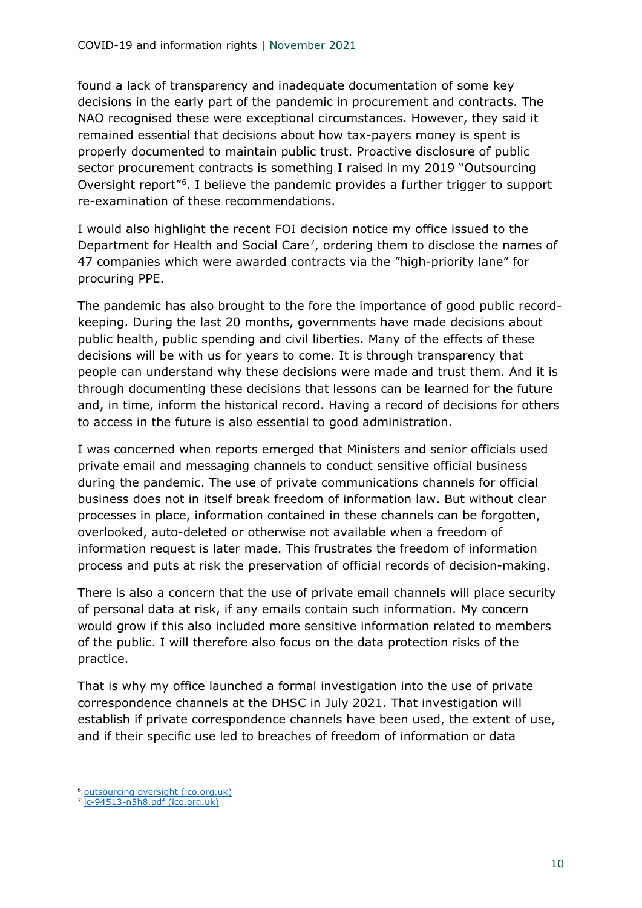found a lack of transparency and inadequate documentation of some key decisions in the early part of the pandemic in procurement and contracts. The NAO recognised these were exceptional circumstances. However, they said it remained essential that decisions about how tax-payers money is spent is properly documented to maintain public trust. Proactive disclosure of public sector procurement contracts is something I raised in my 2019 "Outsourcing Oversight report"[6]. I believe the pandemic provides a further trigger to support re-examination of these recommendations.

I would also highlight the recent FOI decision notice my office issued to the Department for Health and Social Care[7], ordering them to disclose the names of 47 companies which were awarded contracts via the "high-priority lane" for procuring PPE.

The pandemic has also brought to the fore the importance of good public record-keeping. During the last 20 months, governments have made decisions about public health, public spending and civil liberties. Many of the effects of these decisions will be with us for years to come. It is through transparency that people can understand why these decisions were made and trust them. And it is through documenting these decisions that lessons can be learned for the future and, in time, inform the historical record. Having a record of decisions for others to access in the future is also essential to good administration.

I was concerned when reports emerged that Ministers and senior officials used private email and messaging channels to conduct sensitive official business during the pandemic. The use of private communications channels for official business does not in itself break freedom of information law. But without clear processes in place, information contained in these channels can be forgotten, overlooked, auto-deleted or otherwise not available when a freedom of information request is later made. This frustrates the freedom of information process and puts at risk the preservation of official records of decision-making.

There is also a concern that the use of private email channels will place security of personal data at risk, if any emails contain such information. My concern would grow if this also included more sensitive information related to members of the public. I will therefore also focus on the data protection risks of the practice.

That is why my office launched a formal investigation into the use of private correspondence channels at the DHSC in July 2021. That investigation will establish if private correspondence channels have been used, the extent of use, and if their specific use led to breaches of freedom of information or data

[6] outsourcing oversight (ico.org.uk)

[7] ic-94513-n5h8.pdf (ico.org.uk)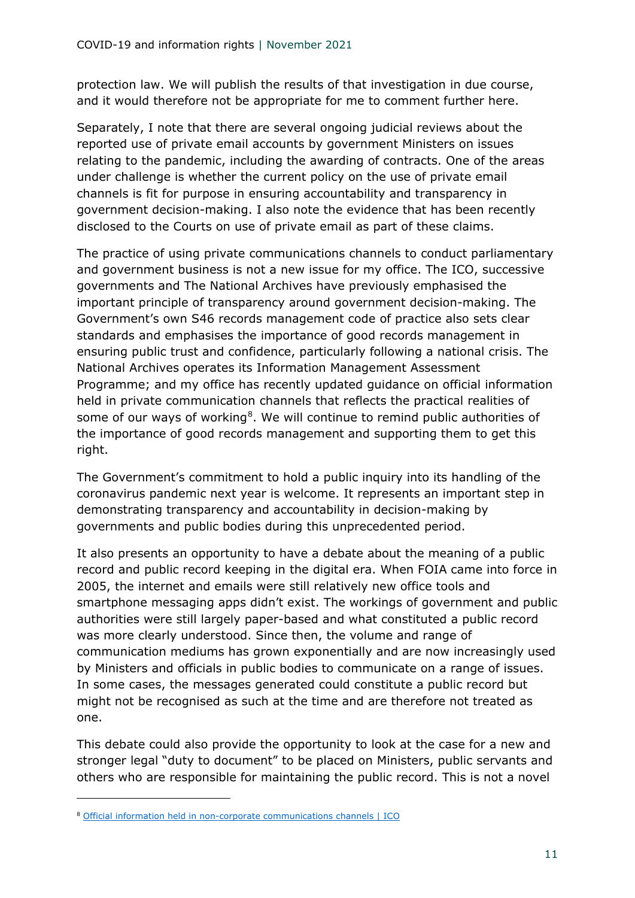protection law. We will publish the results of that investigation in due course, and it would therefore not be appropriate for me to comment further here.

Separately, I note that there are several ongoing judicial reviews about the reported use of private email accounts by government Ministers on issues relating to the pandemic, including the awarding of contracts. One of the areas under challenge is whether the current policy on the use of private email channels is fit for purpose in ensuring accountability and transparency in government decision-making. I also note the evidence that has been recently disclosed to the Courts on use of private email as part of these claims.

The practice of using private communications channels to conduct parliamentary and government business is not a new issue for my office. The ICO, successive governments and The National Archives have previously emphasised the important principle of transparency around government decision-making. The Government's own S46 records management code of practice also sets clear standards and emphasises the importance of good records management in ensuring public trust and confidence, particularly following a national crisis. The National Archives operates its Information Management Assessment Programme; and my office has recently updated guidance on official information held in private communication channels that reflects the practical realities of some of our ways of working[8]. We will continue to remind public authorities of the importance of good records management and supporting them to get this right.

The Government's commitment to hold a public inquiry into its handling of the coronavirus pandemic next year is welcome. It represents an important step in demonstrating transparency and accountability in decision-making by governments and public bodies during this unprecedented period.

It also presents an opportunity to have a debate about the meaning of a public record and public record keeping in the digital era. When FOIA came into force in 2005, the internet and emails were still relatively new office tools and smartphone messaging apps didn't exist. The workings of government and public authorities were still largely paper-based and what constituted a public record was more clearly understood. Since then, the volume and range of communication mediums has grown exponentially and are now increasingly used by Ministers and officials in public bodies to communicate on a range of issues. In some cases, the messages generated could constitute a public record but might not be recognised as such at the time and are therefore not treated as one.

This debate could also provide the opportunity to look at the case for a new and stronger legal "duty to document" to be placed on Ministers, public servants and others who are responsible for maintaining the public record. This is not a novel

[8] Official information held in non-corporate communications channels | ICO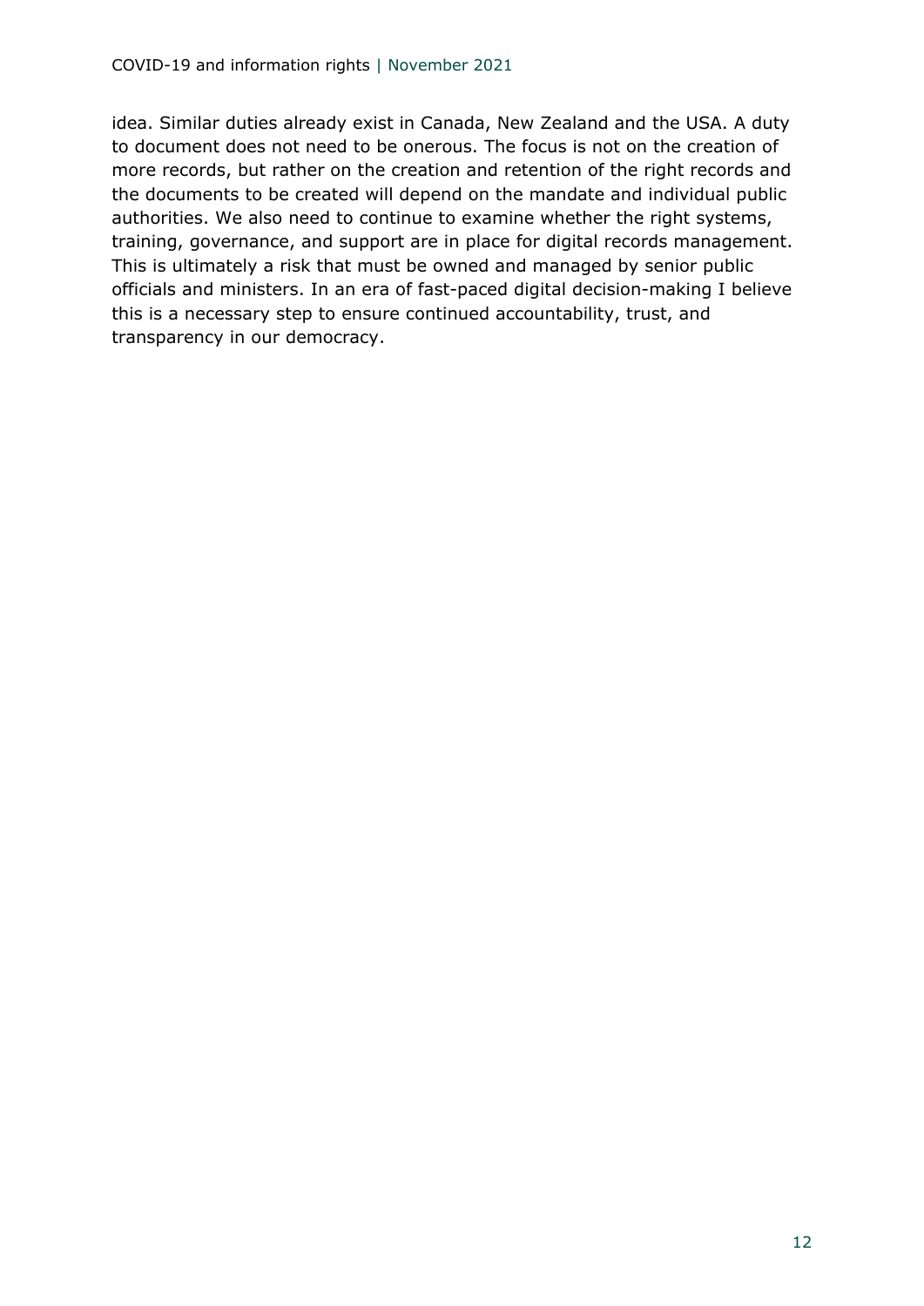idea. Similar duties already exist in Canada, New Zealand and the USA. A duty to document does not need to be onerous. The focus is not on the creation of more records, but rather on the creation and retention of the right records and the documents to be created will depend on the mandate and individual public authorities. We also need to continue to examine whether the right systems, training, governance, and support are in place for digital records management. This is ultimately a risk that must be owned and managed by senior public officials and ministers. In an era of fast-paced digital decision-making I believe this is a necessary step to ensure continued accountability, trust, and transparency in our democracy.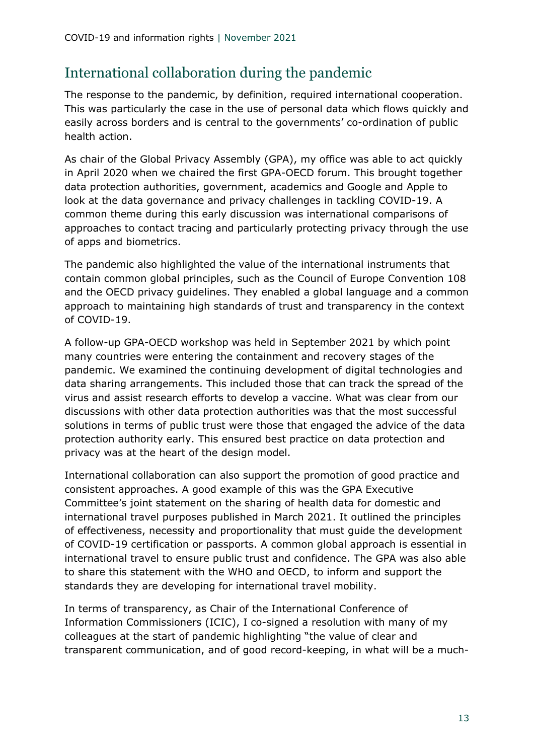## International collaboration during the pandemic

The response to the pandemic, by definition, required international cooperation. This was particularly the case in the use of personal data which flows quickly and easily across borders and is central to the governments' co-ordination of public health action.

As chair of the Global Privacy Assembly (GPA), my office was able to act quickly in April 2020 when we chaired the first GPA-OECD forum. This brought together data protection authorities, government, academics and Google and Apple to look at the data governance and privacy challenges in tackling COVID-19. A common theme during this early discussion was international comparisons of approaches to contact tracing and particularly protecting privacy through the use of apps and biometrics.

The pandemic also highlighted the value of the international instruments that contain common global principles, such as the Council of Europe Convention 108 and the OECD privacy guidelines. They enabled a global language and a common approach to maintaining high standards of trust and transparency in the context of COVID-19.

A follow-up GPA-OECD workshop was held in September 2021 by which point many countries were entering the containment and recovery stages of the pandemic. We examined the continuing development of digital technologies and data sharing arrangements. This included those that can track the spread of the virus and assist research efforts to develop a vaccine. What was clear from our discussions with other data protection authorities was that the most successful solutions in terms of public trust were those that engaged the advice of the data protection authority early. This ensured best practice on data protection and privacy was at the heart of the design model.

International collaboration can also support the promotion of good practice and consistent approaches. A good example of this was the GPA Executive Committee's joint statement on the sharing of health data for domestic and international travel purposes published in March 2021. It outlined the principles of effectiveness, necessity and proportionality that must guide the development of COVID-19 certification or passports. A common global approach is essential in international travel to ensure public trust and confidence. The GPA was also able to share this statement with the WHO and OECD, to inform and support the standards they are developing for international travel mobility.

In terms of transparency, as Chair of the International Conference of Information Commissioners (ICIC), I co-signed a resolution with many of my colleagues at the start of pandemic highlighting "the value of clear and transparent communication, and of good record-keeping, in what will be a much-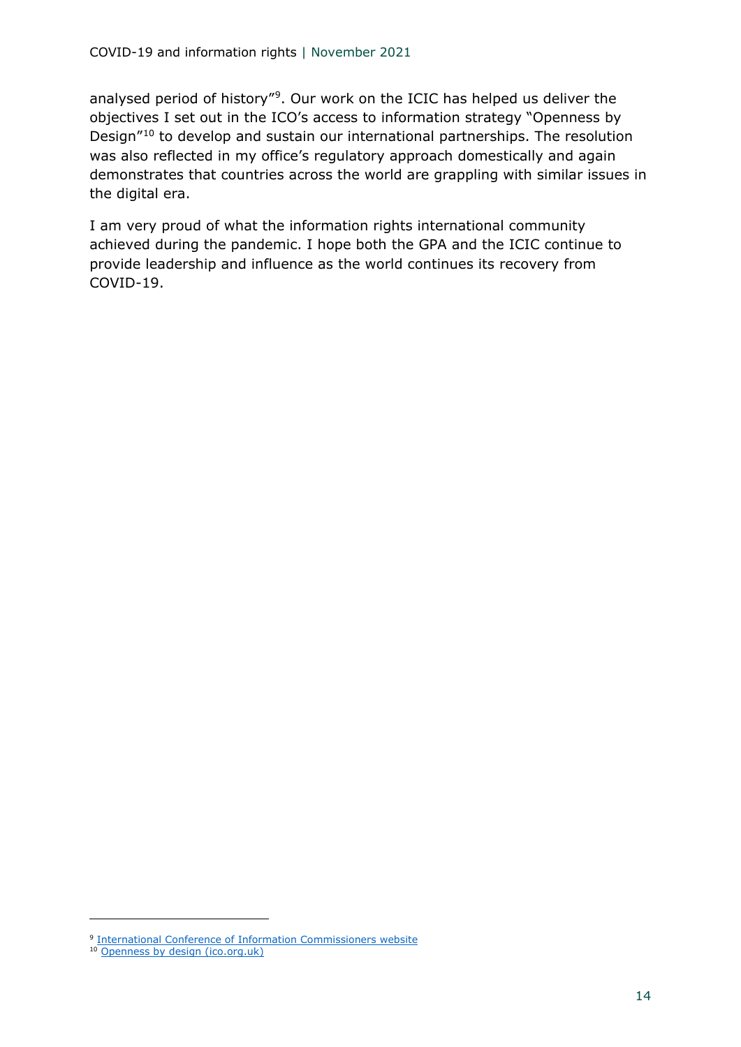analysed period of history"[9]. Our work on the ICIC has helped us deliver the objectives I set out in the ICO's access to information strategy "Openness by Design"[10] to develop and sustain our international partnerships. The resolution was also reflected in my office's regulatory approach domestically and again demonstrates that countries across the world are grappling with similar issues in the digital era.

I am very proud of what the information rights international community achieved during the pandemic. I hope both the GPA and the ICIC continue to provide leadership and influence as the world continues its recovery from COVID-19.

---

[9] [International Conference of Information Commissioners website]()

[10] [Openness by design (ico.org.uk)]()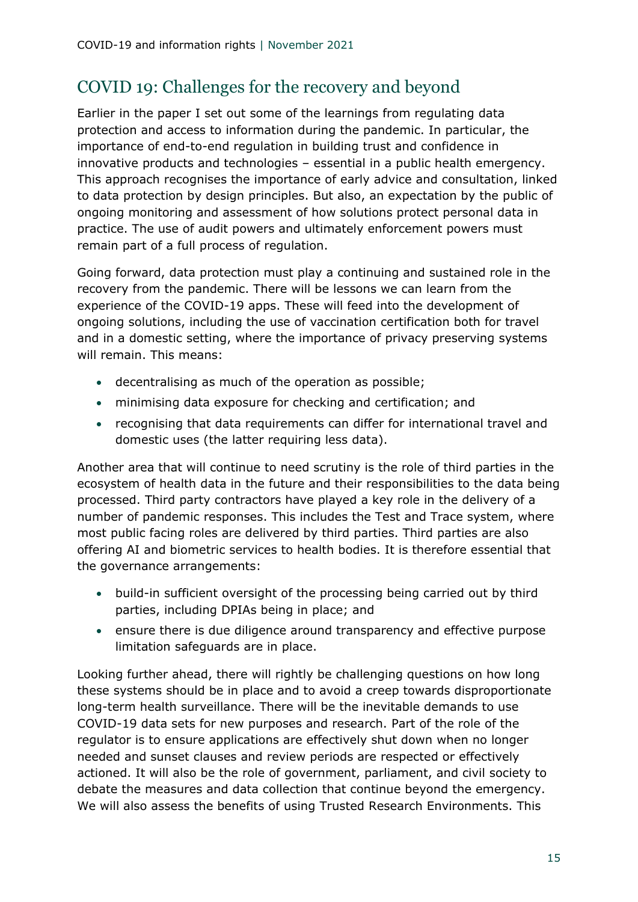## COVID 19: Challenges for the recovery and beyond

Earlier in the paper I set out some of the learnings from regulating data protection and access to information during the pandemic. In particular, the importance of end-to-end regulation in building trust and confidence in innovative products and technologies – essential in a public health emergency. This approach recognises the importance of early advice and consultation, linked to data protection by design principles. But also, an expectation by the public of ongoing monitoring and assessment of how solutions protect personal data in practice. The use of audit powers and ultimately enforcement powers must remain part of a full process of regulation.

Going forward, data protection must play a continuing and sustained role in the recovery from the pandemic. There will be lessons we can learn from the experience of the COVID-19 apps. These will feed into the development of ongoing solutions, including the use of vaccination certification both for travel and in a domestic setting, where the importance of privacy preserving systems will remain. This means:

- decentralising as much of the operation as possible;
- minimising data exposure for checking and certification; and
- recognising that data requirements can differ for international travel and domestic uses (the latter requiring less data).

Another area that will continue to need scrutiny is the role of third parties in the ecosystem of health data in the future and their responsibilities to the data being processed. Third party contractors have played a key role in the delivery of a number of pandemic responses. This includes the Test and Trace system, where most public facing roles are delivered by third parties. Third parties are also offering AI and biometric services to health bodies. It is therefore essential that the governance arrangements:

- build-in sufficient oversight of the processing being carried out by third parties, including DPIAs being in place; and
- ensure there is due diligence around transparency and effective purpose limitation safeguards are in place.

Looking further ahead, there will rightly be challenging questions on how long these systems should be in place and to avoid a creep towards disproportionate long-term health surveillance. There will be the inevitable demands to use COVID-19 data sets for new purposes and research. Part of the role of the regulator is to ensure applications are effectively shut down when no longer needed and sunset clauses and review periods are respected or effectively actioned. It will also be the role of government, parliament, and civil society to debate the measures and data collection that continue beyond the emergency. We will also assess the benefits of using Trusted Research Environments. This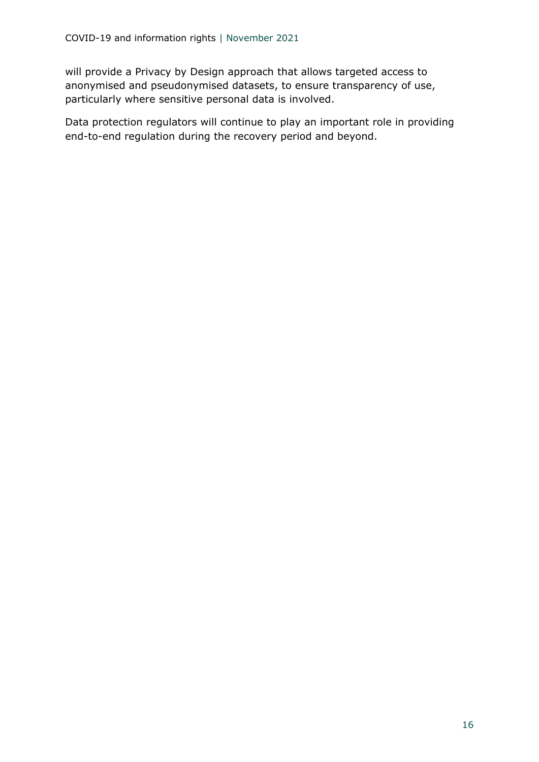will provide a Privacy by Design approach that allows targeted access to anonymised and pseudonymised datasets, to ensure transparency of use, particularly where sensitive personal data is involved.

Data protection regulators will continue to play an important role in providing end-to-end regulation during the recovery period and beyond.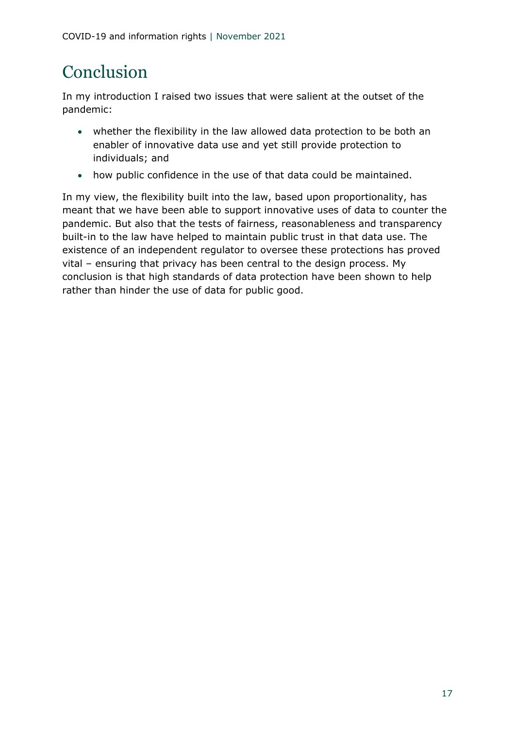# Conclusion

In my introduction I raised two issues that were salient at the outset of the pandemic:

- whether the flexibility in the law allowed data protection to be both an enabler of innovative data use and yet still provide protection to individuals; and
- how public confidence in the use of that data could be maintained.

In my view, the flexibility built into the law, based upon proportionality, has meant that we have been able to support innovative uses of data to counter the pandemic. But also that the tests of fairness, reasonableness and transparency built-in to the law have helped to maintain public trust in that data use. The existence of an independent regulator to oversee these protections has proved vital – ensuring that privacy has been central to the design process. My conclusion is that high standards of data protection have been shown to help rather than hinder the use of data for public good.